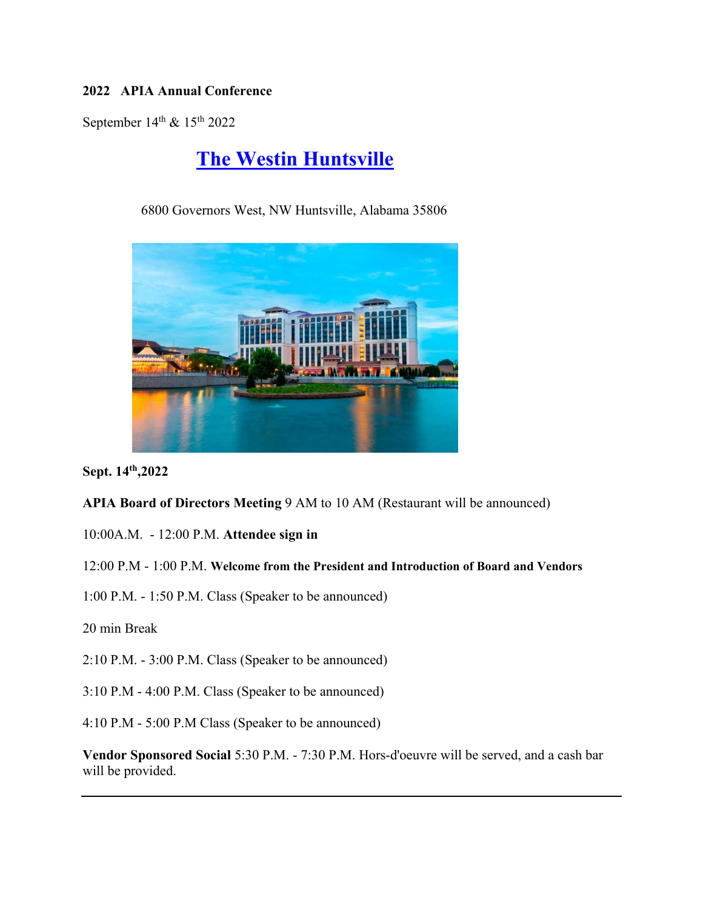**2022 APIA Annual Conference**

September 14th & 15th 2022

# [The Westin Huntsville](#)

6800 Governors West, NW Huntsville, Alabama 35806

**Sept. 14th,2022**

**APIA Board of Directors Meeting** 9 AM to 10 AM (Restaurant will be announced)

10:00A.M. - 12:00 P.M. **Attendee sign in**

12:00 P.M - 1:00 P.M. **Welcome from the President and Introduction of Board and Vendors**

1:00 P.M. - 1:50 P.M. Class (Speaker to be announced)

20 min Break

2:10 P.M. - 3:00 P.M. Class (Speaker to be announced)

3:10 P.M - 4:00 P.M. Class (Speaker to be announced)

4:10 P.M - 5:00 P.M Class (Speaker to be announced)

**Vendor Sponsored Social** 5:30 P.M. - 7:30 P.M. Hors-d'oeuvre will be served, and a cash bar will be provided.

---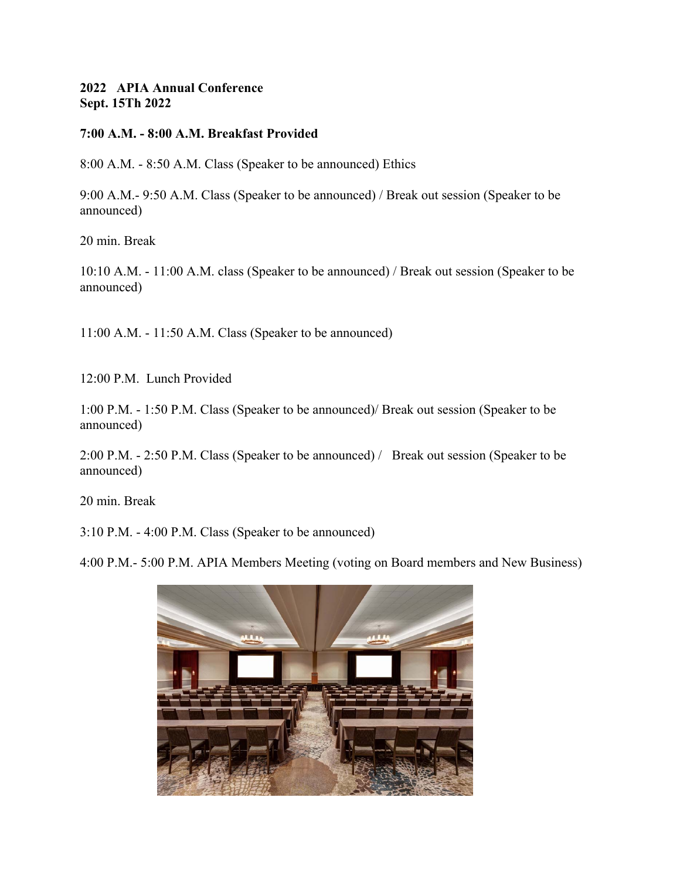**2022 APIA Annual Conference**
**Sept. 15Th 2022**

**7:00 A.M. - 8:00 A.M. Breakfast Provided**

8:00 A.M. - 8:50 A.M. Class (Speaker to be announced) Ethics

9:00 A.M.- 9:50 A.M. Class (Speaker to be announced) / Break out session (Speaker to be announced)

20 min. Break

10:10 A.M. - 11:00 A.M. class (Speaker to be announced) / Break out session (Speaker to be announced)

11:00 A.M. - 11:50 A.M. Class (Speaker to be announced)

12:00 P.M. Lunch Provided

1:00 P.M. - 1:50 P.M. Class (Speaker to be announced)/ Break out session (Speaker to be announced)

2:00 P.M. - 2:50 P.M. Class (Speaker to be announced) / Break out session (Speaker to be announced)

20 min. Break

3:10 P.M. - 4:00 P.M. Class (Speaker to be announced)

4:00 P.M.- 5:00 P.M. APIA Members Meeting (voting on Board members and New Business)